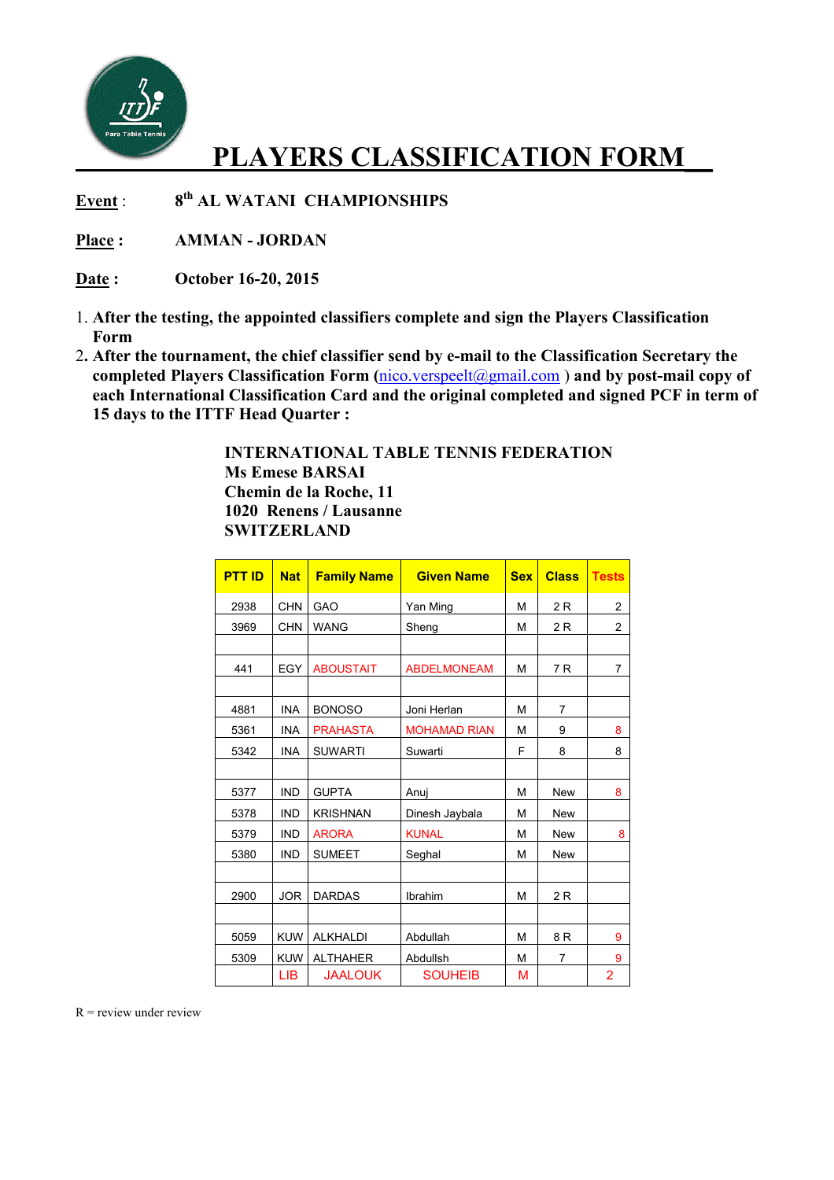# PLAYERS CLASSIFICATION FORM

**Event** : **8th AL WATANI CHAMPIONSHIPS**

**Place** : **AMMAN - JORDAN**

**Date** : **October 16-20, 2015**

1. **After the testing, the appointed classifiers complete and sign the Players Classification Form**
2. **After the tournament, the chief classifier send by e-mail to the Classification Secretary the completed Players Classification Form (nico.verspeelt@gmail.com ) and by post-mail copy of each International Classification Card and the original completed and signed PCF in term of 15 days to the ITTF Head Quarter :**

**INTERNATIONAL TABLE TENNIS FEDERATION**
**Ms Emese BARSAI**
**Chemin de la Roche, 11**
**1020 Renens / Lausanne**
**SWITZERLAND**

| PTT ID | Nat | Family Name | Given Name | Sex | Class | Tests |
|---|---|---|---|---|---|---|
| 2938 | CHN | GAO | Yan Ming | M | 2 R | 2 |
| 3969 | CHN | WANG | Sheng | M | 2 R | 2 |
| | | | | | | |
| 441 | EGY | ABOUSTAIT | ABDELMONEAM | M | 7 R | 7 |
| | | | | | | |
| 4881 | INA | BONOSO | Joni Herlan | M | 7 | |
| 5361 | INA | PRAHASTA | MOHAMAD RIAN | M | 9 | 8 |
| 5342 | INA | SUWARTI | Suwarti | F | 8 | 8 |
| | | | | | | |
| 5377 | IND | GUPTA | Anuj | M | New | 8 |
| 5378 | IND | KRISHNAN | Dinesh Jaybala | M | New | |
| 5379 | IND | ARORA | KUNAL | M | New | 8 |
| 5380 | IND | SUMEET | Seghal | M | New | |
| | | | | | | |
| 2900 | JOR | DARDAS | Ibrahim | M | 2 R | |
| | | | | | | |
| 5059 | KUW | ALKHALDI | Abdullah | M | 8 R | 9 |
| 5309 | KUW | ALTHAHER | Abdullsh | M | 7 | 9 |
| | LIB | JAALOUK | SOUHEIB | M | | 2 |

R = review under review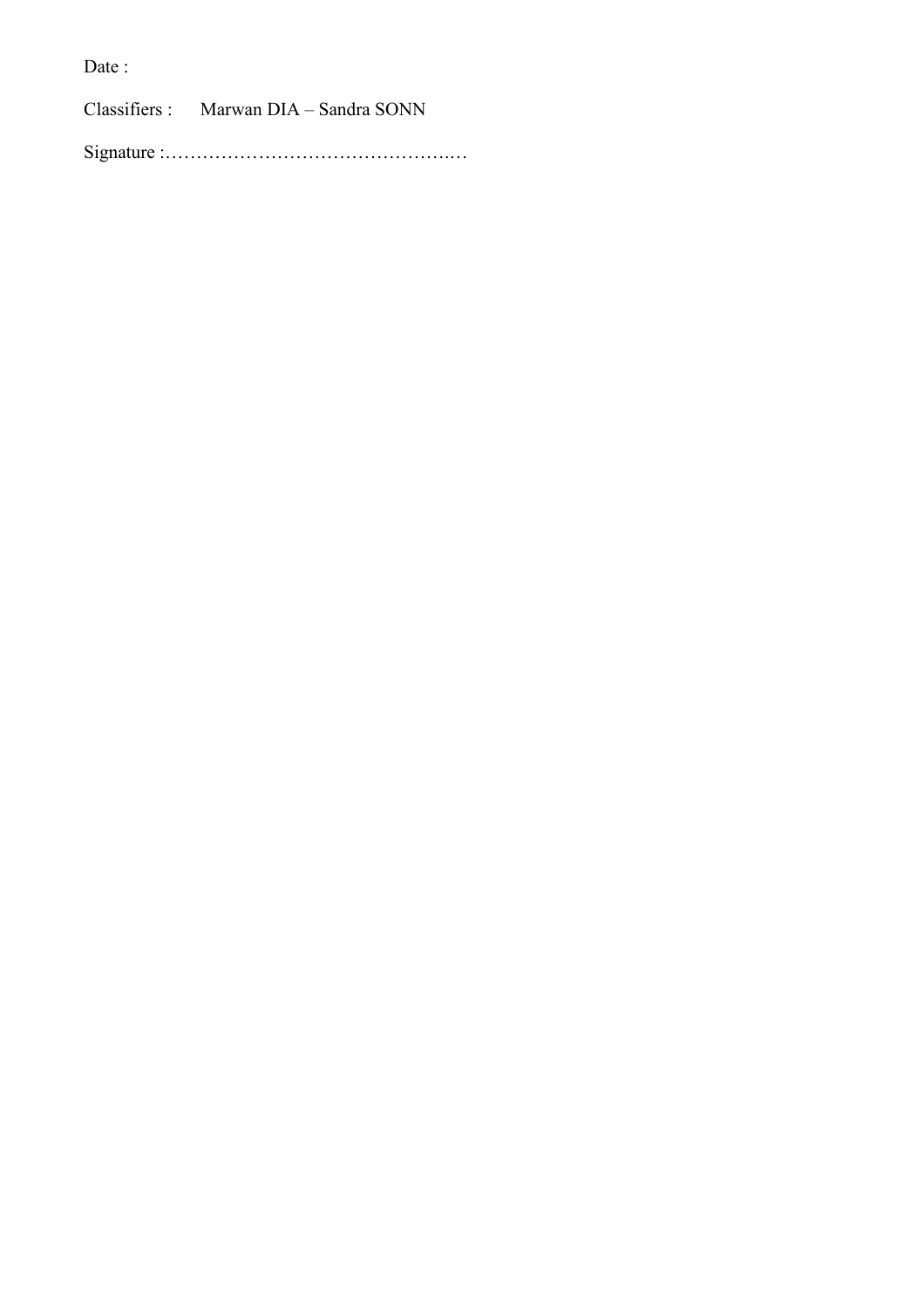Date :

Classifiers : Marwan DIA – Sandra SONN

Signature :……………………………………….…